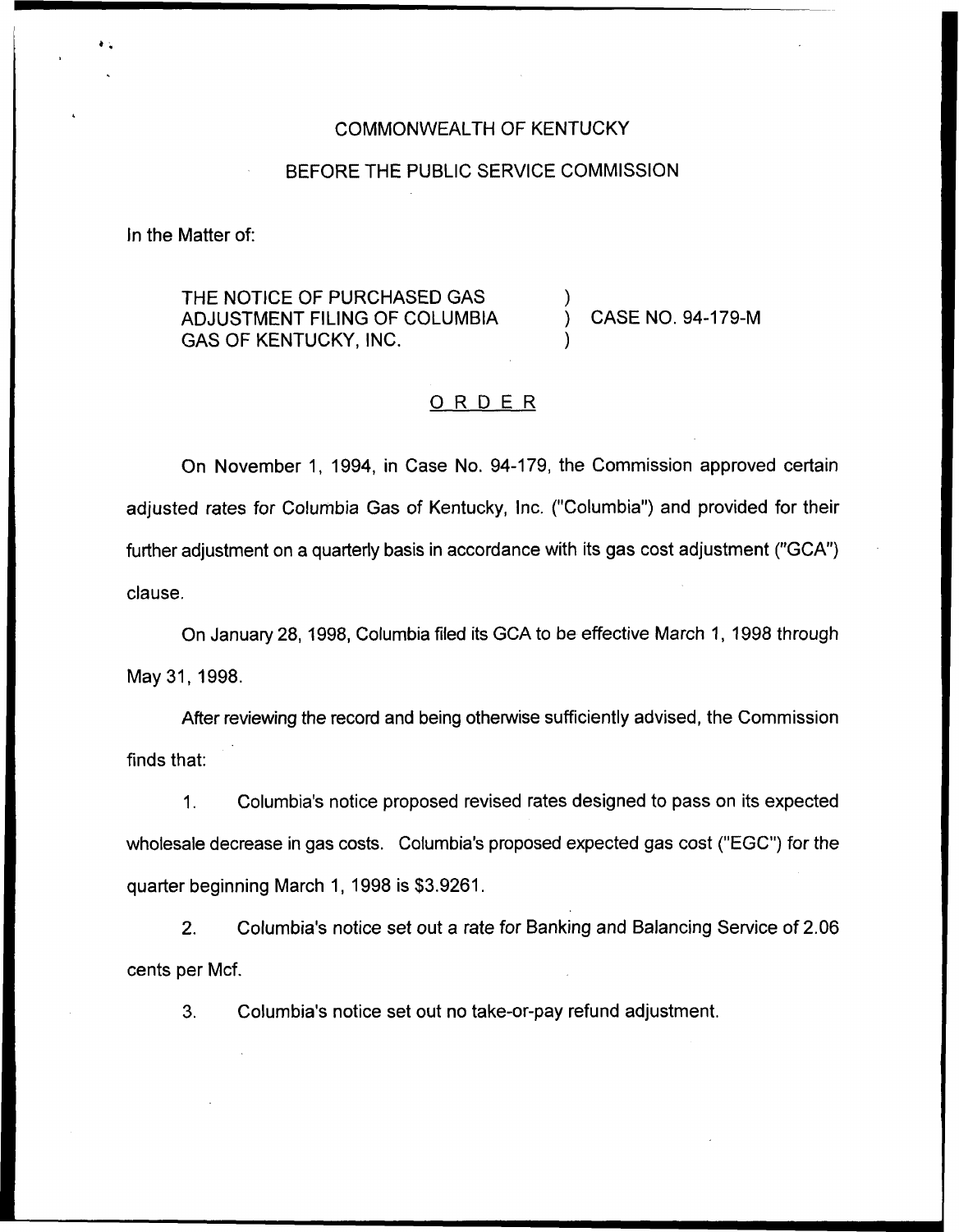COMMONWEALTH OF KENTUCKY

BEFORE THE PUBLIC SERVICE COMMISSION

In the Matter of:

THE NOTICE OF PURCHASED GAS ADJUSTMENT FILING OF COLUMBIA GAS OF KENTUCKY, INC. ) CASE NO. 94-179-M

## O R D E R

On November 1, 1994, in Case No. 94-179, the Commission approved certain adjusted rates for Columbia Gas of Kentucky, Inc. ("Columbia") and provided for their further adjustment on a quarterly basis in accordance with its gas cost adjustment ("GCA") clause.

On January 28, 1998, Columbia filed its GCA to be effective March 1, 1998 through May 31, 1998.

After reviewing the record and being otherwise sufficiently advised, the Commission finds that:

1. Columbia's notice proposed revised rates designed to pass on its expected wholesale decrease in gas costs. Columbia's proposed expected gas cost ("EGC") for the quarter beginning March 1, 1998 is $3.9261.

2. Columbia's notice set out a rate for Banking and Balancing Service of 2.06 cents per Mcf.

3. Columbia's notice set out no take-or-pay refund adjustment.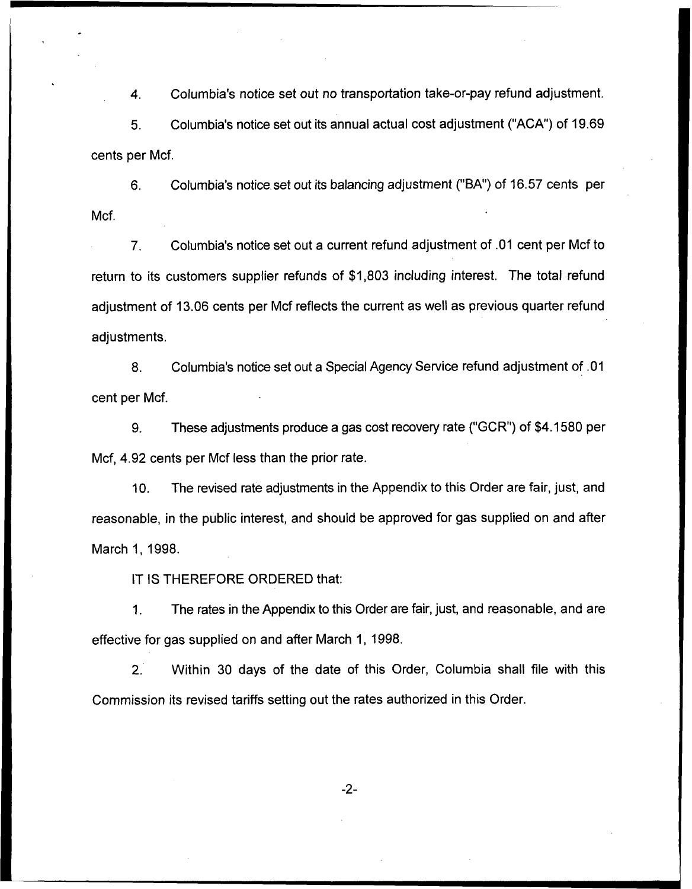4. Columbia's notice set out no transportation take-or-pay refund adjustment.

5. Columbia's notice set out its annual actual cost adjustment ("ACA") of 19.69 cents per Mcf.

6. Columbia's notice set out its balancing adjustment ("BA") of 16.57 cents per Mcf.

7. Columbia's notice set out a current refund adjustment of .01 cent per Mcf to return to its customers supplier refunds of $1,803 including interest. The total refund adjustment of 13.06 cents per Mcf reflects the current as well as previous quarter refund adjustments.

8. Columbia's notice set out a Special Agency Service refund adjustment of .01 cent per Mcf.

9. These adjustments produce a gas cost recovery rate ("GCR") of $4.1580 per Mcf, 4.92 cents per Mcf less than the prior rate.

10. The revised rate adjustments in the Appendix to this Order are fair, just, and reasonable, in the public interest, and should be approved for gas supplied on and after March 1, 1998.

IT IS THEREFORE ORDERED that:

1. The rates in the Appendix to this Order are fair, just, and reasonable, and are effective for gas supplied on and after March 1, 1998.

2. Within 30 days of the date of this Order, Columbia shall file with this Commission its revised tariffs setting out the rates authorized in this Order.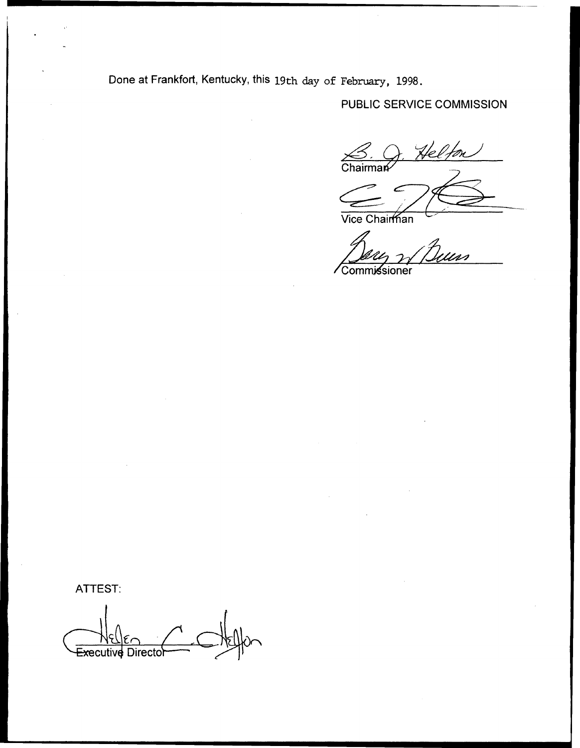Done at Frankfort, Kentucky, this 19th day of February, 1998.

PUBLIC SERVICE COMMISSION

B. J. Helton
Chairman

Vice Chairman

Commissioner

ATTEST:

Helen C. Helton
Executive Director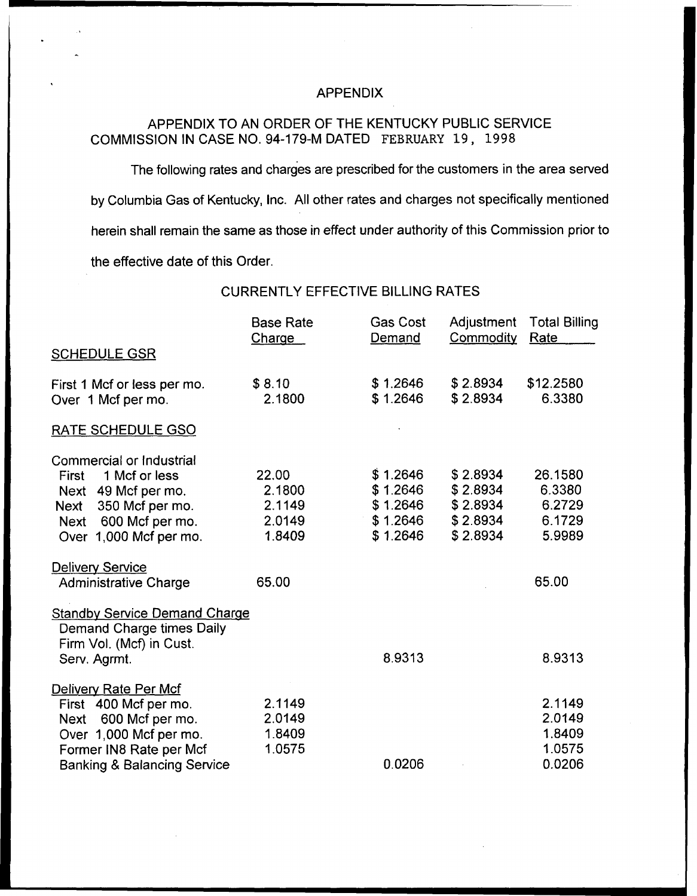## APPENDIX

## APPENDIX TO AN ORDER OF THE KENTUCKY PUBLIC SERVICE COMMISSION IN CASE NO. 94-179-M DATED FEBRUARY 19, 1998

The following rates and charges are prescribed for the customers in the area served by Columbia Gas of Kentucky, Inc. All other rates and charges not specifically mentioned herein shall remain the same as those in effect under authority of this Commission prior to the effective date of this Order.

### CURRENTLY EFFECTIVE BILLING RATES

| | Base Rate Charge | Gas Cost Demand | Adjustment Commodity | Total Billing Rate |
|---|---|---|---|---|
| SCHEDULE GSR | | | | |
| First 1 Mcf or less per mo. | $ 8.10 | $ 1.2646 | $ 2.8934 | $12.2580 |
| Over 1 Mcf per mo. | 2.1800 | $ 1.2646 | $ 2.8934 | 6.3380 |
| RATE SCHEDULE GSO | | | | |
| Commercial or Industrial | | | | |
| First 1 Mcf or less | 22.00 | $ 1.2646 | $ 2.8934 | 26.1580 |
| Next 49 Mcf per mo. | 2.1800 | $ 1.2646 | $ 2.8934 | 6.3380 |
| Next 350 Mcf per mo. | 2.1149 | $ 1.2646 | $ 2.8934 | 6.2729 |
| Next 600 Mcf per mo. | 2.0149 | $ 1.2646 | $ 2.8934 | 6.1729 |
| Over 1,000 Mcf per mo. | 1.8409 | $ 1.2646 | $ 2.8934 | 5.9989 |
| Delivery Service | | | | |
| Administrative Charge | 65.00 | | | 65.00 |
| Standby Service Demand Charge | | | | |
| Demand Charge times Daily Firm Vol. (Mcf) in Cust. Serv. Agrmt. | | 8.9313 | | 8.9313 |
| Delivery Rate Per Mcf | | | | |
| First 400 Mcf per mo. | 2.1149 | | | 2.1149 |
| Next 600 Mcf per mo. | 2.0149 | | | 2.0149 |
| Over 1,000 Mcf per mo. | 1.8409 | | | 1.8409 |
| Former IN8 Rate per Mcf | 1.0575 | | | 1.0575 |
| Banking & Balancing Service | | 0.0206 | | 0.0206 |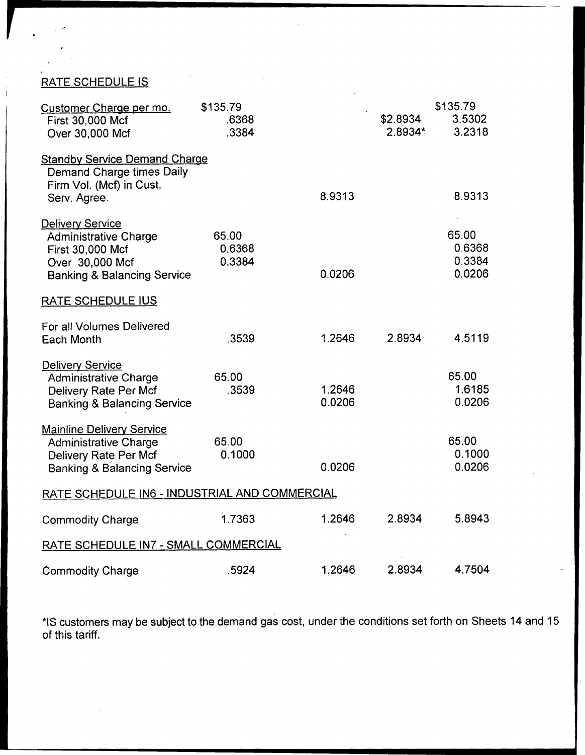## RATE SCHEDULE IS

| | | | | |
|---|---|---|---|---|
| Customer Charge per mo. | $135.79 | | | $135.79 |
| First 30,000 Mcf | .6368 | | $2.8934 | 3.5302 |
| Over 30,000 Mcf | .3384 | | 2.8934* | 3.2318 |
| **Standby Service Demand Charge** | | | | |
| Demand Charge times Daily Firm Vol. (Mcf) in Cust. Serv. Agree. | | 8.9313 | | 8.9313 |
| **Delivery Service** | | | | |
| Administrative Charge | 65.00 | | | 65.00 |
| First 30,000 Mcf | 0.6368 | | | 0.6368 |
| Over 30,000 Mcf | 0.3384 | | | 0.3384 |
| Banking & Balancing Service | | 0.0206 | | 0.0206 |

## RATE SCHEDULE IUS

| | | | | |
|---|---|---|---|---|
| For all Volumes Delivered Each Month | .3539 | 1.2646 | 2.8934 | 4.5119 |
| **Delivery Service** | | | | |
| Administrative Charge | 65.00 | | | 65.00 |
| Delivery Rate Per Mcf | .3539 | 1.2646 | | 1.6185 |
| Banking & Balancing Service | | 0.0206 | | 0.0206 |
| **Mainline Delivery Service** | | | | |
| Administrative Charge | 65.00 | | | 65.00 |
| Delivery Rate Per Mcf | 0.1000 | | | 0.1000 |
| Banking & Balancing Service | | 0.0206 | | 0.0206 |

## RATE SCHEDULE IN6 - INDUSTRIAL AND COMMERCIAL

| | | | | |
|---|---|---|---|---|
| Commodity Charge | 1.7363 | 1.2646 | 2.8934 | 5.8943 |

## RATE SCHEDULE IN7 - SMALL COMMERCIAL

| | | | | |
|---|---|---|---|---|
| Commodity Charge | .5924 | 1.2646 | 2.8934 | 4.7504 |

*IS customers may be subject to the demand gas cost, under the conditions set forth on Sheets 14 and 15 of this tariff.